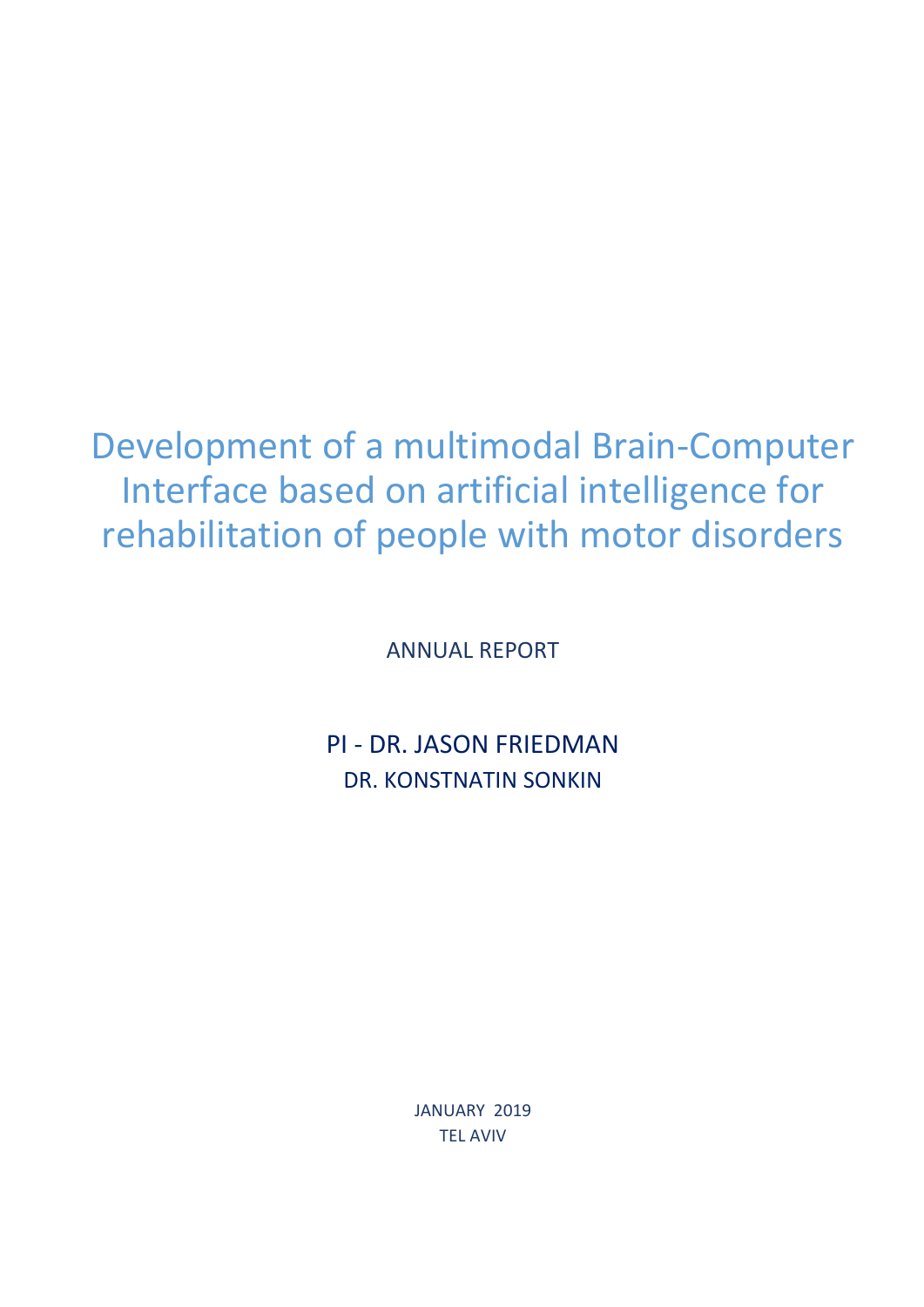# Development of a multimodal Brain-Computer Interface based on artificial intelligence for rehabilitation of people with motor disorders

ANNUAL REPORT

PI - DR. JASON FRIEDMAN

DR. KONSTNATIN SONKIN

JANUARY 2019

TEL AVIV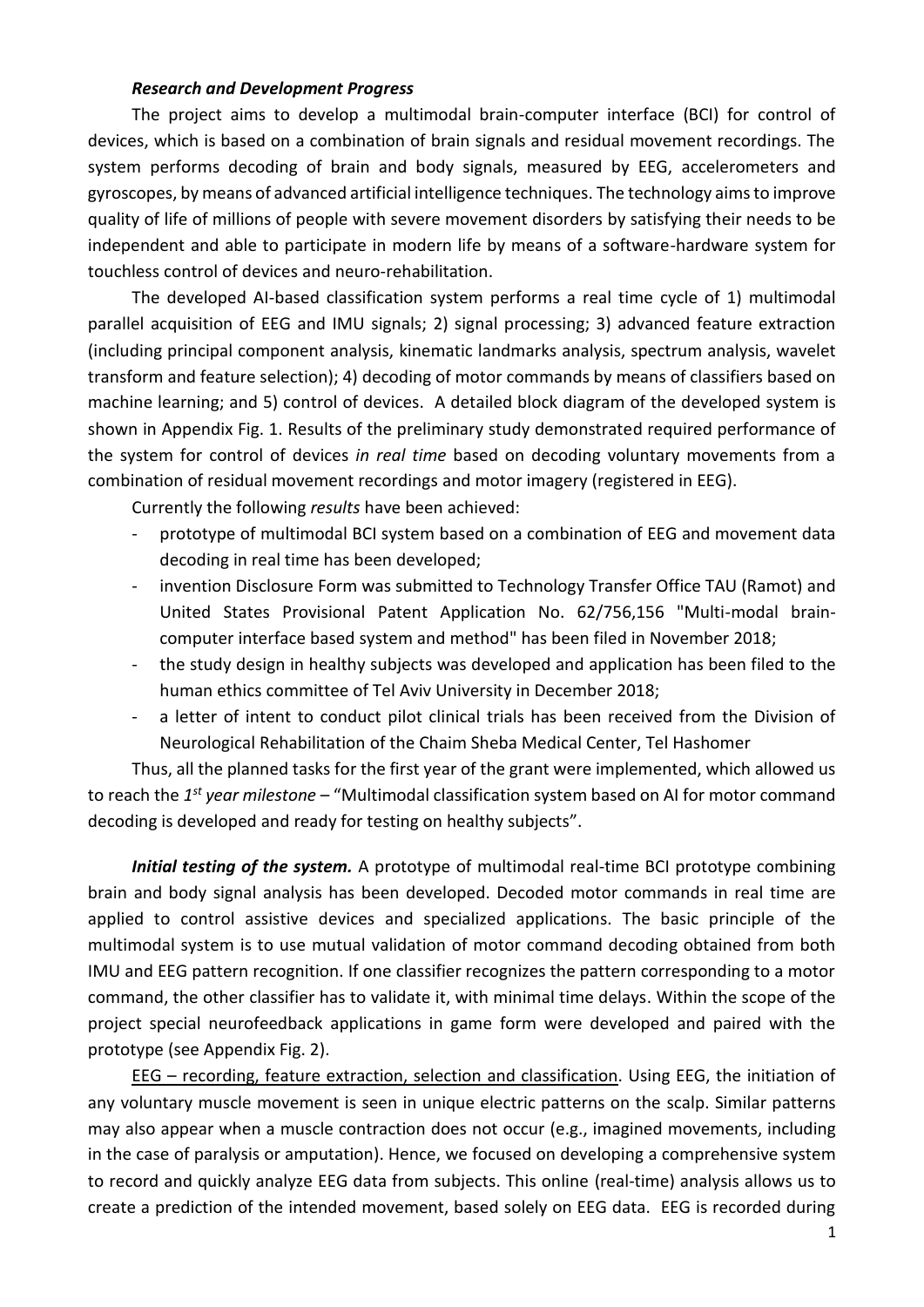### *Research and Development Progress*

The project aims to develop a multimodal brain-computer interface (BCI) for control of devices, which is based on a combination of brain signals and residual movement recordings. The system performs decoding of brain and body signals, measured by EEG, accelerometers and gyroscopes, by means of advanced artificial intelligence techniques. The technology aims to improve quality of life of millions of people with severe movement disorders by satisfying their needs to be independent and able to participate in modern life by means of a software-hardware system for touchless control of devices and neuro-rehabilitation.

The developed AI-based classification system performs a real time cycle of 1) multimodal parallel acquisition of EEG and IMU signals; 2) signal processing; 3) advanced feature extraction (including principal component analysis, kinematic landmarks analysis, spectrum analysis, wavelet transform and feature selection); 4) decoding of motor commands by means of classifiers based on machine learning; and 5) control of devices. A detailed block diagram of the developed system is shown in Appendix Fig. 1. Results of the preliminary study demonstrated required performance of the system for control of devices *in real time* based on decoding voluntary movements from a combination of residual movement recordings and motor imagery (registered in EEG).

Currently the following *results* have been achieved:

- prototype of multimodal BCI system based on a combination of EEG and movement data decoding in real time has been developed;
- invention Disclosure Form was submitted to Technology Transfer Office TAU (Ramot) and United States Provisional Patent Application No. 62/756,156 "Multi-modal brain-computer interface based system and method" has been filed in November 2018;
- the study design in healthy subjects was developed and application has been filed to the human ethics committee of Tel Aviv University in December 2018;
- a letter of intent to conduct pilot clinical trials has been received from the Division of Neurological Rehabilitation of the Chaim Sheba Medical Center, Tel Hashomer

Thus, all the planned tasks for the first year of the grant were implemented, which allowed us to reach the *1st year milestone* – "Multimodal classification system based on AI for motor command decoding is developed and ready for testing on healthy subjects".

***Initial testing of the system.*** A prototype of multimodal real-time BCI prototype combining brain and body signal analysis has been developed. Decoded motor commands in real time are applied to control assistive devices and specialized applications. The basic principle of the multimodal system is to use mutual validation of motor command decoding obtained from both IMU and EEG pattern recognition. If one classifier recognizes the pattern corresponding to a motor command, the other classifier has to validate it, with minimal time delays. Within the scope of the project special neurofeedback applications in game form were developed and paired with the prototype (see Appendix Fig. 2).

<u>EEG – recording, feature extraction, selection and classification</u>. Using EEG, the initiation of any voluntary muscle movement is seen in unique electric patterns on the scalp. Similar patterns may also appear when a muscle contraction does not occur (e.g., imagined movements, including in the case of paralysis or amputation). Hence, we focused on developing a comprehensive system to record and quickly analyze EEG data from subjects. This online (real-time) analysis allows us to create a prediction of the intended movement, based solely on EEG data. EEG is recorded during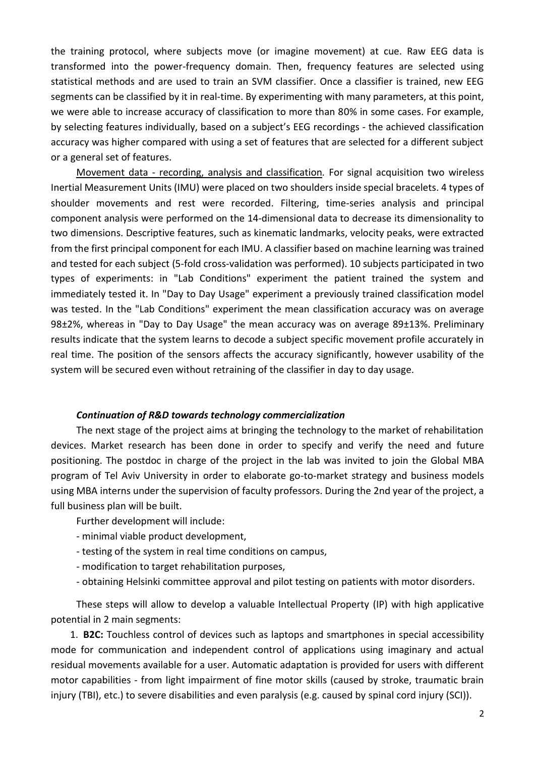the training protocol, where subjects move (or imagine movement) at cue. Raw EEG data is transformed into the power-frequency domain. Then, frequency features are selected using statistical methods and are used to train an SVM classifier. Once a classifier is trained, new EEG segments can be classified by it in real-time. By experimenting with many parameters, at this point, we were able to increase accuracy of classification to more than 80% in some cases. For example, by selecting features individually, based on a subject's EEG recordings - the achieved classification accuracy was higher compared with using a set of features that are selected for a different subject or a general set of features.

<u>Movement data - recording, analysis and classification</u>. For signal acquisition two wireless Inertial Measurement Units (IMU) were placed on two shoulders inside special bracelets. 4 types of shoulder movements and rest were recorded. Filtering, time-series analysis and principal component analysis were performed on the 14-dimensional data to decrease its dimensionality to two dimensions. Descriptive features, such as kinematic landmarks, velocity peaks, were extracted from the first principal component for each IMU. A classifier based on machine learning was trained and tested for each subject (5-fold cross-validation was performed). 10 subjects participated in two types of experiments: in "Lab Conditions" experiment the patient trained the system and immediately tested it. In "Day to Day Usage" experiment a previously trained classification model was tested. In the "Lab Conditions" experiment the mean classification accuracy was on average 98±2%, whereas in "Day to Day Usage" the mean accuracy was on average 89±13%. Preliminary results indicate that the system learns to decode a subject specific movement profile accurately in real time. The position of the sensors affects the accuracy significantly, however usability of the system will be secured even without retraining of the classifier in day to day usage.

#### ***Continuation of R&D towards technology commercialization***

The next stage of the project aims at bringing the technology to the market of rehabilitation devices. Market research has been done in order to specify and verify the need and future positioning. The postdoc in charge of the project in the lab was invited to join the Global MBA program of Tel Aviv University in order to elaborate go-to-market strategy and business models using MBA interns under the supervision of faculty professors. During the 2nd year of the project, a full business plan will be built.

Further development will include:

- minimal viable product development,
- testing of the system in real time conditions on campus,
- modification to target rehabilitation purposes,
- obtaining Helsinki committee approval and pilot testing on patients with motor disorders.

These steps will allow to develop a valuable Intellectual Property (IP) with high applicative potential in 2 main segments:

1. **B2C:** Touchless control of devices such as laptops and smartphones in special accessibility mode for communication and independent control of applications using imaginary and actual residual movements available for a user. Automatic adaptation is provided for users with different motor capabilities - from light impairment of fine motor skills (caused by stroke, traumatic brain injury (TBI), etc.) to severe disabilities and even paralysis (e.g. caused by spinal cord injury (SCI)).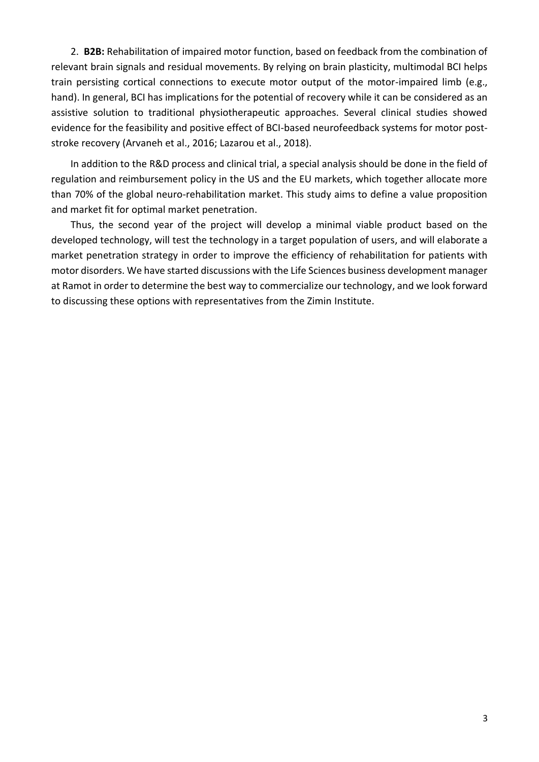2. **B2B:** Rehabilitation of impaired motor function, based on feedback from the combination of relevant brain signals and residual movements. By relying on brain plasticity, multimodal BCI helps train persisting cortical connections to execute motor output of the motor-impaired limb (e.g., hand). In general, BCI has implications for the potential of recovery while it can be considered as an assistive solution to traditional physiotherapeutic approaches. Several clinical studies showed evidence for the feasibility and positive effect of BCI-based neurofeedback systems for motor post-stroke recovery (Arvaneh et al., 2016; Lazarou et al., 2018).

In addition to the R&D process and clinical trial, a special analysis should be done in the field of regulation and reimbursement policy in the US and the EU markets, which together allocate more than 70% of the global neuro-rehabilitation market. This study aims to define a value proposition and market fit for optimal market penetration.

Thus, the second year of the project will develop a minimal viable product based on the developed technology, will test the technology in a target population of users, and will elaborate a market penetration strategy in order to improve the efficiency of rehabilitation for patients with motor disorders. We have started discussions with the Life Sciences business development manager at Ramot in order to determine the best way to commercialize our technology, and we look forward to discussing these options with representatives from the Zimin Institute.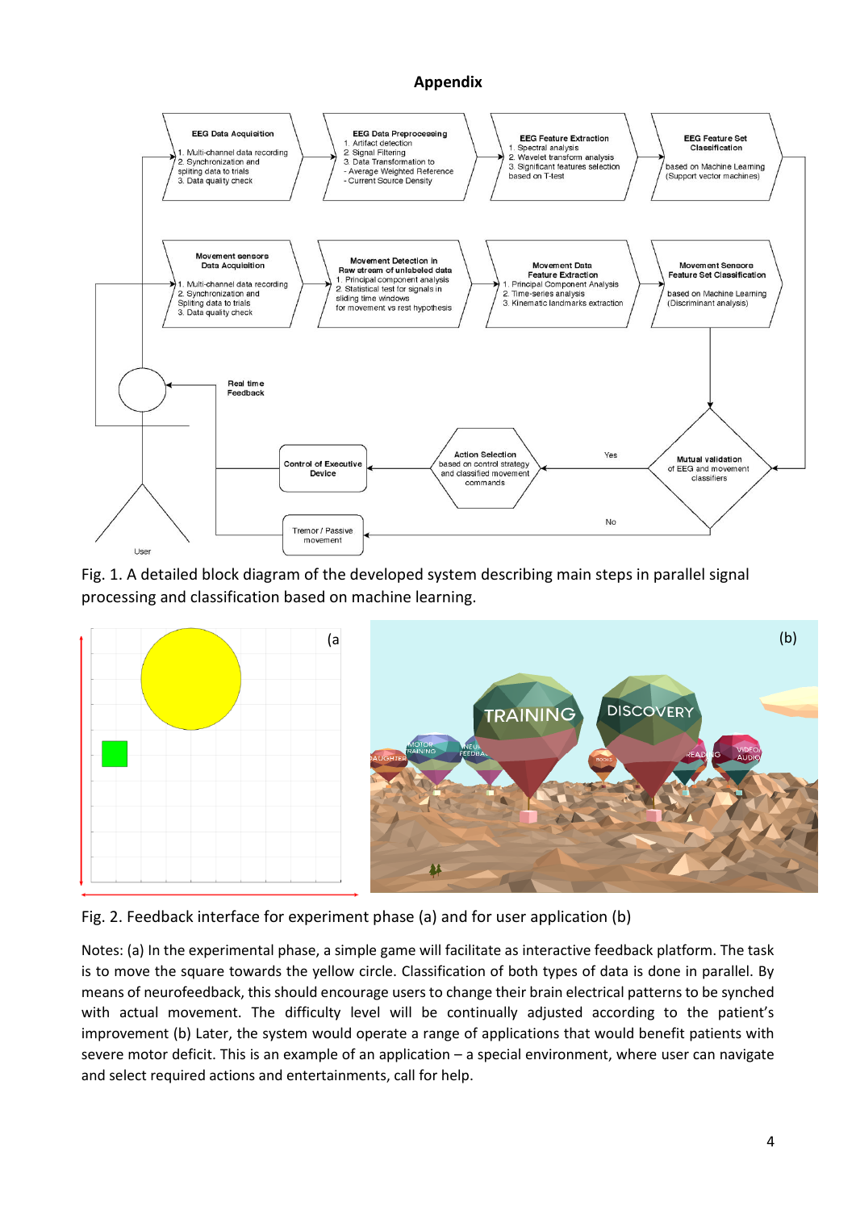## Appendix

EEG Data Acquisition
1. Multi-channel data recording
2. Synchronization and spliting data to trials
3. Data quality check

EEG Data Preprocessing
1. Artifact detection
2. Signal Filtering
3. Data Transformation to
- Average Weighted Reference
- Current Source Density

EEG Feature Extraction
1. Spectral analysis
2. Wavelet transform analysis
3. Significant features selection based on T-test

EEG Feature Set Classification
based on Machine Learning (Support vector machines)

Movement sensors Data Acquisition
1. Multi-channel data recording
2. Synchronization and Spliting data to trials
3. Data quality check

Movement Detection in Raw stream of unlabeled data
1. Principal component analysis
2. Statistical test for signals in sliding time windows for movement vs rest hypothesis

Movement Data Feature Extraction
1. Principal Component Analysis
2. Time-series analysis
3. Kinematic landmarks extraction

Movement Sensors Feature Set Classification
based on Machine Learning (Discriminant analysis)

Real time Feedback

Control of Executive Device

Action Selection based on control strategy and classified movement commands

Yes

Mutual validation of EEG and movement classifiers

No

Tremor / Passive movement

User

Fig. 1. A detailed block diagram of the developed system describing main steps in parallel signal processing and classification based on machine learning.

(a

(b)

TRAINING

DISCOVERY

MOTOR TRAINING

NEURO FEEDBACK

LAUGHTER

BOOKS

READING

VIDEO/ AUDIO

Fig. 2. Feedback interface for experiment phase (a) and for user application (b)

Notes: (a) In the experimental phase, a simple game will facilitate as interactive feedback platform. The task is to move the square towards the yellow circle. Classification of both types of data is done in parallel. By means of neurofeedback, this should encourage users to change their brain electrical patterns to be synched with actual movement. The difficulty level will be continually adjusted according to the patient's improvement (b) Later, the system would operate a range of applications that would benefit patients with severe motor deficit. This is an example of an application – a special environment, where user can navigate and select required actions and entertainments, call for help.